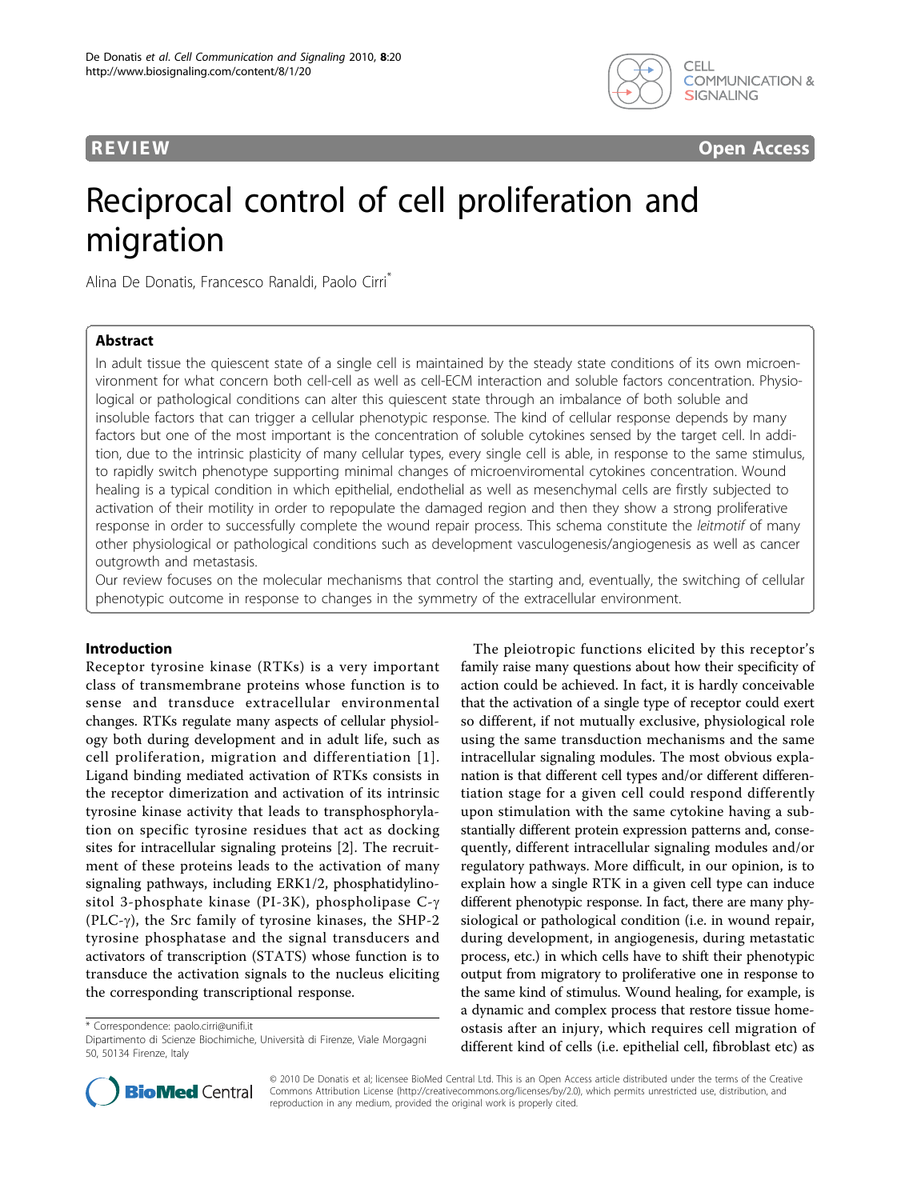REVIEW | Open Access

# Reciprocal control of cell proliferation and migration

Alina De Donatis, Francesco Ranaldi, Paolo Cirri*

## Abstract

In adult tissue the quiescent state of a single cell is maintained by the steady state conditions of its own microenvironment for what concern both cell-cell as well as cell-ECM interaction and soluble factors concentration. Physiological or pathological conditions can alter this quiescent state through an imbalance of both soluble and insoluble factors that can trigger a cellular phenotypic response. The kind of cellular response depends by many factors but one of the most important is the concentration of soluble cytokines sensed by the target cell. In addition, due to the intrinsic plasticity of many cellular types, every single cell is able, in response to the same stimulus, to rapidly switch phenotype supporting minimal changes of microenviromental cytokines concentration. Wound healing is a typical condition in which epithelial, endothelial as well as mesenchymal cells are firstly subjected to activation of their motility in order to repopulate the damaged region and then they show a strong proliferative response in order to successfully complete the wound repair process. This schema constitute the *leitmotif* of many other physiological or pathological conditions such as development vasculogenesis/angiogenesis as well as cancer outgrowth and metastasis.

Our review focuses on the molecular mechanisms that control the starting and, eventually, the switching of cellular phenotypic outcome in response to changes in the symmetry of the extracellular environment.

## Introduction

Receptor tyrosine kinase (RTKs) is a very important class of transmembrane proteins whose function is to sense and transduce extracellular environmental changes. RTKs regulate many aspects of cellular physiology both during development and in adult life, such as cell proliferation, migration and differentiation [1]. Ligand binding mediated activation of RTKs consists in the receptor dimerization and activation of its intrinsic tyrosine kinase activity that leads to transphosphorylation on specific tyrosine residues that act as docking sites for intracellular signaling proteins [2]. The recruitment of these proteins leads to the activation of many signaling pathways, including ERK1/2, phosphatidylinositol 3-phosphate kinase (PI-3K), phospholipase C-$\gamma$ (PLC-$\gamma$), the Src family of tyrosine kinases, the SHP-2 tyrosine phosphatase and the signal transducers and activators of transcription (STATS) whose function is to transduce the activation signals to the nucleus eliciting the corresponding transcriptional response.

The pleiotropic functions elicited by this receptor's family raise many questions about how their specificity of action could be achieved. In fact, it is hardly conceivable that the activation of a single type of receptor could exert so different, if not mutually exclusive, physiological role using the same transduction mechanisms and the same intracellular signaling modules. The most obvious explanation is that different cell types and/or different differentiation stage for a given cell could respond differently upon stimulation with the same cytokine having a substantially different protein expression patterns and, consequently, different intracellular signaling modules and/or regulatory pathways. More difficult, in our opinion, is to explain how a single RTK in a given cell type can induce different phenotypic response. In fact, there are many physiological or pathological condition (i.e. in wound repair, during development, in angiogenesis, during metastatic process, etc.) in which cells have to shift their phenotypic output from migratory to proliferative one in response to the same kind of stimulus. Wound healing, for example, is a dynamic and complex process that restore tissue homeostasis after an injury, which requires cell migration of different kind of cells (i.e. epithelial cell, fibroblast etc) as

* Correspondence: paolo.cirri@unifi.it
Dipartimento di Scienze Biochimiche, Università di Firenze, Viale Morgagni 50, 50134 Firenze, Italy

© 2010 De Donatis et al; licensee BioMed Central Ltd. This is an Open Access article distributed under the terms of the Creative Commons Attribution License (http://creativecommons.org/licenses/by/2.0), which permits unrestricted use, distribution, and reproduction in any medium, provided the original work is properly cited.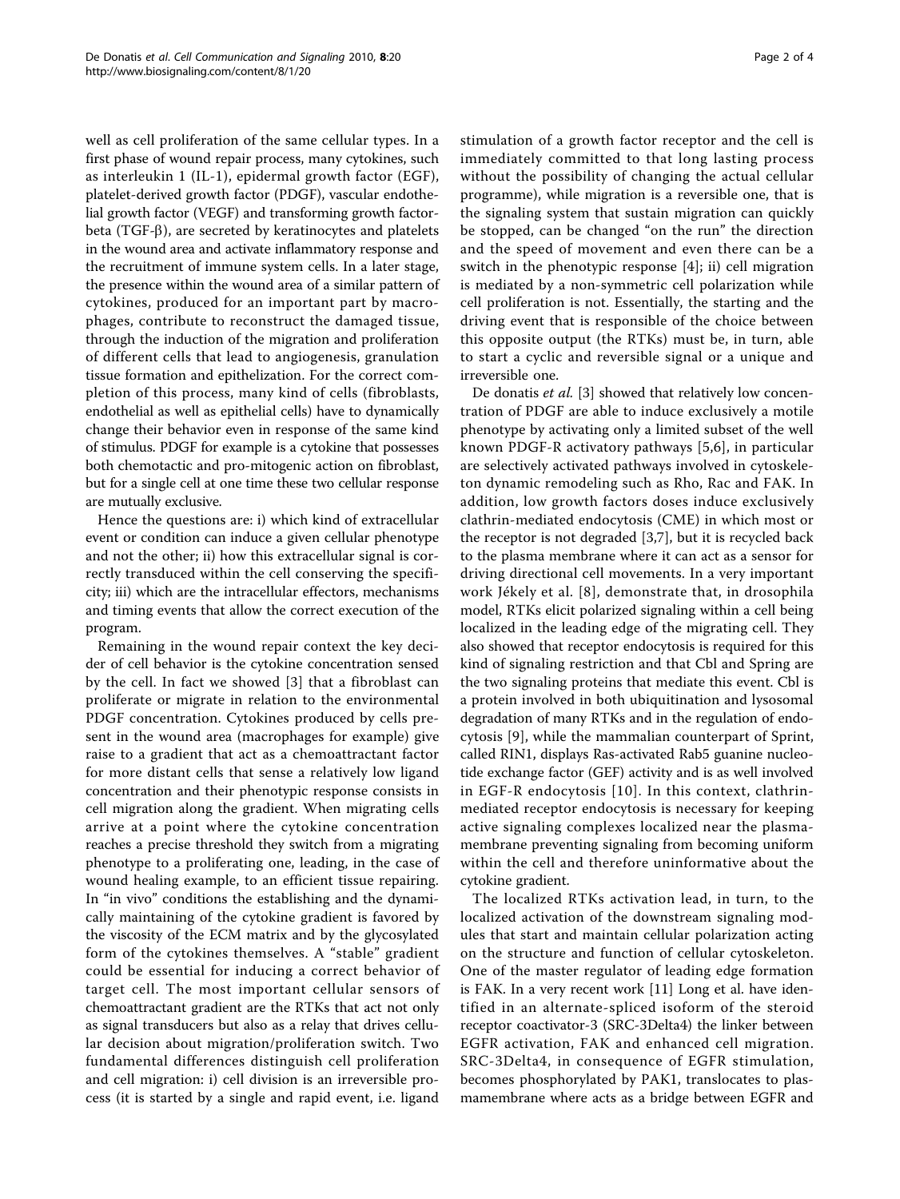well as cell proliferation of the same cellular types. In a first phase of wound repair process, many cytokines, such as interleukin 1 (IL-1), epidermal growth factor (EGF), platelet-derived growth factor (PDGF), vascular endothelial growth factor (VEGF) and transforming growth factor-beta (TGF-β), are secreted by keratinocytes and platelets in the wound area and activate inflammatory response and the recruitment of immune system cells. In a later stage, the presence within the wound area of a similar pattern of cytokines, produced for an important part by macrophages, contribute to reconstruct the damaged tissue, through the induction of the migration and proliferation of different cells that lead to angiogenesis, granulation tissue formation and epithelization. For the correct completion of this process, many kind of cells (fibroblasts, endothelial as well as epithelial cells) have to dynamically change their behavior even in response of the same kind of stimulus. PDGF for example is a cytokine that possesses both chemotactic and pro-mitogenic action on fibroblast, but for a single cell at one time these two cellular response are mutually exclusive.

Hence the questions are: i) which kind of extracellular event or condition can induce a given cellular phenotype and not the other; ii) how this extracellular signal is correctly transduced within the cell conserving the specificity; iii) which are the intracellular effectors, mechanisms and timing events that allow the correct execution of the program.

Remaining in the wound repair context the key decider of cell behavior is the cytokine concentration sensed by the cell. In fact we showed [3] that a fibroblast can proliferate or migrate in relation to the environmental PDGF concentration. Cytokines produced by cells present in the wound area (macrophages for example) give raise to a gradient that act as a chemoattractant factor for more distant cells that sense a relatively low ligand concentration and their phenotypic response consists in cell migration along the gradient. When migrating cells arrive at a point where the cytokine concentration reaches a precise threshold they switch from a migrating phenotype to a proliferating one, leading, in the case of wound healing example, to an efficient tissue repairing. In "in vivo" conditions the establishing and the dynamically maintaining of the cytokine gradient is favored by the viscosity of the ECM matrix and by the glycosylated form of the cytokines themselves. A "stable" gradient could be essential for inducing a correct behavior of target cell. The most important cellular sensors of chemoattractant gradient are the RTKs that act not only as signal transducers but also as a relay that drives cellular decision about migration/proliferation switch. Two fundamental differences distinguish cell proliferation and cell migration: i) cell division is an irreversible process (it is started by a single and rapid event, i.e. ligand stimulation of a growth factor receptor and the cell is immediately committed to that long lasting process without the possibility of changing the actual cellular programme), while migration is a reversible one, that is the signaling system that sustain migration can quickly be stopped, can be changed "on the run" the direction and the speed of movement and even there can be a switch in the phenotypic response [4]; ii) cell migration is mediated by a non-symmetric cell polarization while cell proliferation is not. Essentially, the starting and the driving event that is responsible of the choice between this opposite output (the RTKs) must be, in turn, able to start a cyclic and reversible signal or a unique and irreversible one.

De donatis *et al.* [3] showed that relatively low concentration of PDGF are able to induce exclusively a motile phenotype by activating only a limited subset of the well known PDGF-R activatory pathways [5,6], in particular are selectively activated pathways involved in cytoskeleton dynamic remodeling such as Rho, Rac and FAK. In addition, low growth factors doses induce exclusively clathrin-mediated endocytosis (CME) in which most or the receptor is not degraded [3,7], but it is recycled back to the plasma membrane where it can act as a sensor for driving directional cell movements. In a very important work Jékely et al. [8], demonstrate that, in drosophila model, RTKs elicit polarized signaling within a cell being localized in the leading edge of the migrating cell. They also showed that receptor endocytosis is required for this kind of signaling restriction and that Cbl and Spring are the two signaling proteins that mediate this event. Cbl is a protein involved in both ubiquitination and lysosomal degradation of many RTKs and in the regulation of endocytosis [9], while the mammalian counterpart of Sprint, called RIN1, displays Ras-activated Rab5 guanine nucleotide exchange factor (GEF) activity and is as well involved in EGF-R endocytosis [10]. In this context, clathrin-mediated receptor endocytosis is necessary for keeping active signaling complexes localized near the plasma-membrane preventing signaling from becoming uniform within the cell and therefore uninformative about the cytokine gradient.

The localized RTKs activation lead, in turn, to the localized activation of the downstream signaling modules that start and maintain cellular polarization acting on the structure and function of cellular cytoskeleton. One of the master regulator of leading edge formation is FAK. In a very recent work [11] Long et al. have identified in an alternate-spliced isoform of the steroid receptor coactivator-3 (SRC-3Delta4) the linker between EGFR activation, FAK and enhanced cell migration. SRC-3Delta4, in consequence of EGFR stimulation, becomes phosphorylated by PAK1, translocates to plasmamembrane where acts as a bridge between EGFR and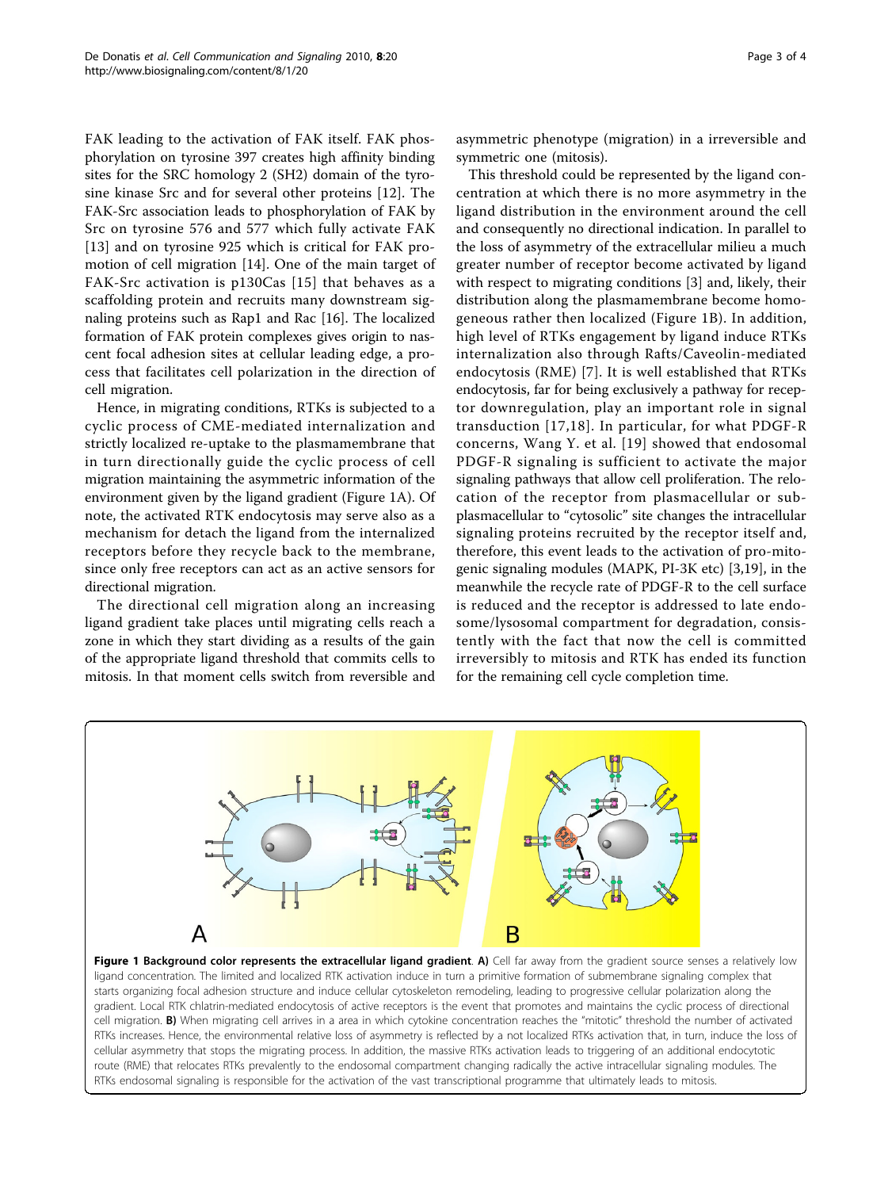FAK leading to the activation of FAK itself. FAK phosphorylation on tyrosine 397 creates high affinity binding sites for the SRC homology 2 (SH2) domain of the tyrosine kinase Src and for several other proteins [12]. The FAK-Src association leads to phosphorylation of FAK by Src on tyrosine 576 and 577 which fully activate FAK [13] and on tyrosine 925 which is critical for FAK promotion of cell migration [14]. One of the main target of FAK-Src activation is p130Cas [15] that behaves as a scaffolding protein and recruits many downstream signaling proteins such as Rap1 and Rac [16]. The localized formation of FAK protein complexes gives origin to nascent focal adhesion sites at cellular leading edge, a process that facilitates cell polarization in the direction of cell migration.

Hence, in migrating conditions, RTKs is subjected to a cyclic process of CME-mediated internalization and strictly localized re-uptake to the plasmamembrane that in turn directionally guide the cyclic process of cell migration maintaining the asymmetric information of the environment given by the ligand gradient (Figure 1A). Of note, the activated RTK endocytosis may serve also as a mechanism for detach the ligand from the internalized receptors before they recycle back to the membrane, since only free receptors can act as an active sensors for directional migration.

The directional cell migration along an increasing ligand gradient take places until migrating cells reach a zone in which they start dividing as a results of the gain of the appropriate ligand threshold that commits cells to mitosis. In that moment cells switch from reversible and asymmetric phenotype (migration) in a irreversible and symmetric one (mitosis).

This threshold could be represented by the ligand concentration at which there is no more asymmetry in the ligand distribution in the environment around the cell and consequently no directional indication. In parallel to the loss of asymmetry of the extracellular milieu a much greater number of receptor become activated by ligand with respect to migrating conditions [3] and, likely, their distribution along the plasmamembrane become homogeneous rather then localized (Figure 1B). In addition, high level of RTKs engagement by ligand induce RTKs internalization also through Rafts/Caveolin-mediated endocytosis (RME) [7]. It is well established that RTKs endocytosis, far for being exclusively a pathway for receptor downregulation, play an important role in signal transduction [17,18]. In particular, for what PDGF-R concerns, Wang Y. et al. [19] showed that endosomal PDGF-R signaling is sufficient to activate the major signaling pathways that allow cell proliferation. The relocation of the receptor from plasmacellular or sub-plasmacellular to "cytosolic" site changes the intracellular signaling proteins recruited by the receptor itself and, therefore, this event leads to the activation of pro-mitogenic signaling modules (MAPK, PI-3K etc) [3,19], in the meanwhile the recycle rate of PDGF-R to the cell surface is reduced and the receptor is addressed to late endosome/lysosomal compartment for degradation, consistently with the fact that now the cell is committed irreversibly to mitosis and RTK has ended its function for the remaining cell cycle completion time.

**Figure 1 Background color represents the extracellular ligand gradient**. **A)** Cell far away from the gradient source senses a relatively low ligand concentration. The limited and localized RTK activation induce in turn a primitive formation of submembrane signaling complex that starts organizing focal adhesion structure and induce cellular cytoskeleton remodeling, leading to progressive cellular polarization along the gradient. Local RTK chlatrin-mediated endocytosis of active receptors is the event that promotes and maintains the cyclic process of directional cell migration. **B)** When migrating cell arrives in a area in which cytokine concentration reaches the "mitotic" threshold the number of activated RTKs increases. Hence, the environmental relative loss of asymmetry is reflected by a not localized RTKs activation that, in turn, induce the loss of cellular asymmetry that stops the migrating process. In addition, the massive RTKs activation leads to triggering of an additional endocytotic route (RME) that relocates RTKs prevalently to the endosomal compartment changing radically the active intracellular signaling modules. The RTKs endosomal signaling is responsible for the activation of the vast transcriptional programme that ultimately leads to mitosis.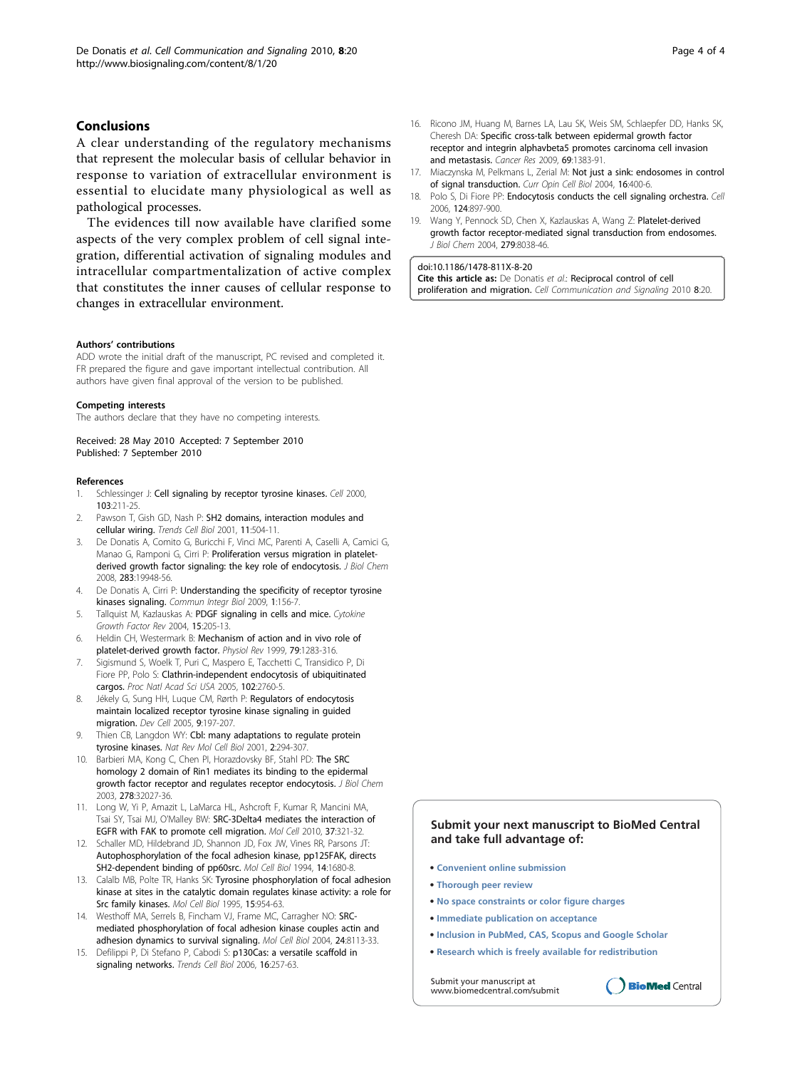## Conclusions

A clear understanding of the regulatory mechanisms that represent the molecular basis of cellular behavior in response to variation of extracellular environment is essential to elucidate many physiological as well as pathological processes.

The evidences till now available have clarified some aspects of the very complex problem of cell signal integration, differential activation of signaling modules and intracellular compartmentalization of active complex that constitutes the inner causes of cellular response to changes in extracellular environment.

#### Authors' contributions

ADD wrote the initial draft of the manuscript, PC revised and completed it. FR prepared the figure and gave important intellectual contribution. All authors have given final approval of the version to be published.

#### Competing interests

The authors declare that they have no competing interests.

Received: 28 May 2010 Accepted: 7 September 2010
Published: 7 September 2010

#### References

1. Schlessinger J: **Cell signaling by receptor tyrosine kinases.** *Cell* 2000, **103**:211-25.
2. Pawson T, Gish GD, Nash P: **SH2 domains, interaction modules and cellular wiring.** *Trends Cell Biol* 2001, **11**:504-11.
3. De Donatis A, Comito G, Buricchi F, Vinci MC, Parenti A, Caselli A, Camici G, Manao G, Ramponi G, Cirri P: **Proliferation versus migration in platelet-derived growth factor signaling: the key role of endocytosis.** *J Biol Chem* 2008, **283**:19948-56.
4. De Donatis A, Cirri P: **Understanding the specificity of receptor tyrosine kinases signaling.** *Commun Integr Biol* 2009, **1**:156-7.
5. Tallquist M, Kazlauskas A: **PDGF signaling in cells and mice.** *Cytokine Growth Factor Rev* 2004, **15**:205-13.
6. Heldin CH, Westermark B: **Mechanism of action and in vivo role of platelet-derived growth factor.** *Physiol Rev* 1999, **79**:1283-316.
7. Sigismund S, Woelk T, Puri C, Maspero E, Tacchetti C, Transidico P, Di Fiore PP, Polo S: **Clathrin-independent endocytosis of ubiquitinated cargos.** *Proc Natl Acad Sci USA* 2005, **102**:2760-5.
8. Jékely G, Sung HH, Luque CM, Rørth P: **Regulators of endocytosis maintain localized receptor tyrosine kinase signaling in guided migration.** *Dev Cell* 2005, **9**:197-207.
9. Thien CB, Langdon WY: **Cbl: many adaptations to regulate protein tyrosine kinases.** *Nat Rev Mol Cell Biol* 2001, **2**:294-307.
10. Barbieri MA, Kong C, Chen PI, Horazdovsky BF, Stahl PD: **The SRC homology 2 domain of Rin1 mediates its binding to the epidermal growth factor receptor and regulates receptor endocytosis.** *J Biol Chem* 2003, **278**:32027-36.
11. Long W, Yi P, Amazit L, LaMarca HL, Ashcroft F, Kumar R, Mancini MA, Tsai SY, Tsai MJ, O'Malley BW: **SRC-3Delta4 mediates the interaction of EGFR with FAK to promote cell migration.** *Mol Cell* 2010, **37**:321-32.
12. Schaller MD, Hildebrand JD, Shannon JD, Fox JW, Vines RR, Parsons JT: **Autophosphorylation of the focal adhesion kinase, pp125FAK, directs SH2-dependent binding of pp60src.** *Mol Cell Biol* 1994, **14**:1680-8.
13. Calalb MB, Polte TR, Hanks SK: **Tyrosine phosphorylation of focal adhesion kinase at sites in the catalytic domain regulates kinase activity: a role for Src family kinases.** *Mol Cell Biol* 1995, **15**:954-63.
14. Westhoff MA, Serrels B, Fincham VJ, Frame MC, Carragher NO: **SRC-mediated phosphorylation of focal adhesion kinase couples actin and adhesion dynamics to survival signaling.** *Mol Cell Biol* 2004, **24**:8113-33.
15. Defilippi P, Di Stefano P, Cabodi S: **p130Cas: a versatile scaffold in signaling networks.** *Trends Cell Biol* 2006, **16**:257-63.
16. Ricono JM, Huang M, Barnes LA, Lau SK, Weis SM, Schlaepfer DD, Hanks SK, Cheresh DA: **Specific cross-talk between epidermal growth factor receptor and integrin alphavbeta5 promotes carcinoma cell invasion and metastasis.** *Cancer Res* 2009, **69**:1383-91.
17. Miaczynska M, Pelkmans L, Zerial M: **Not just a sink: endosomes in control of signal transduction.** *Curr Opin Cell Biol* 2004, **16**:400-6.
18. Polo S, Di Fiore PP: **Endocytosis conducts the cell signaling orchestra.** *Cell* 2006, **124**:897-900.
19. Wang Y, Pennock SD, Chen X, Kazlauskas A, Wang Z: **Platelet-derived growth factor receptor-mediated signal transduction from endosomes.** *J Biol Chem* 2004, **279**:8038-46.

doi:10.1186/1478-811X-8-20
**Cite this article as:** De Donatis *et al.*: Reciprocal control of cell proliferation and migration. *Cell Communication and Signaling* 2010 **8**:20.